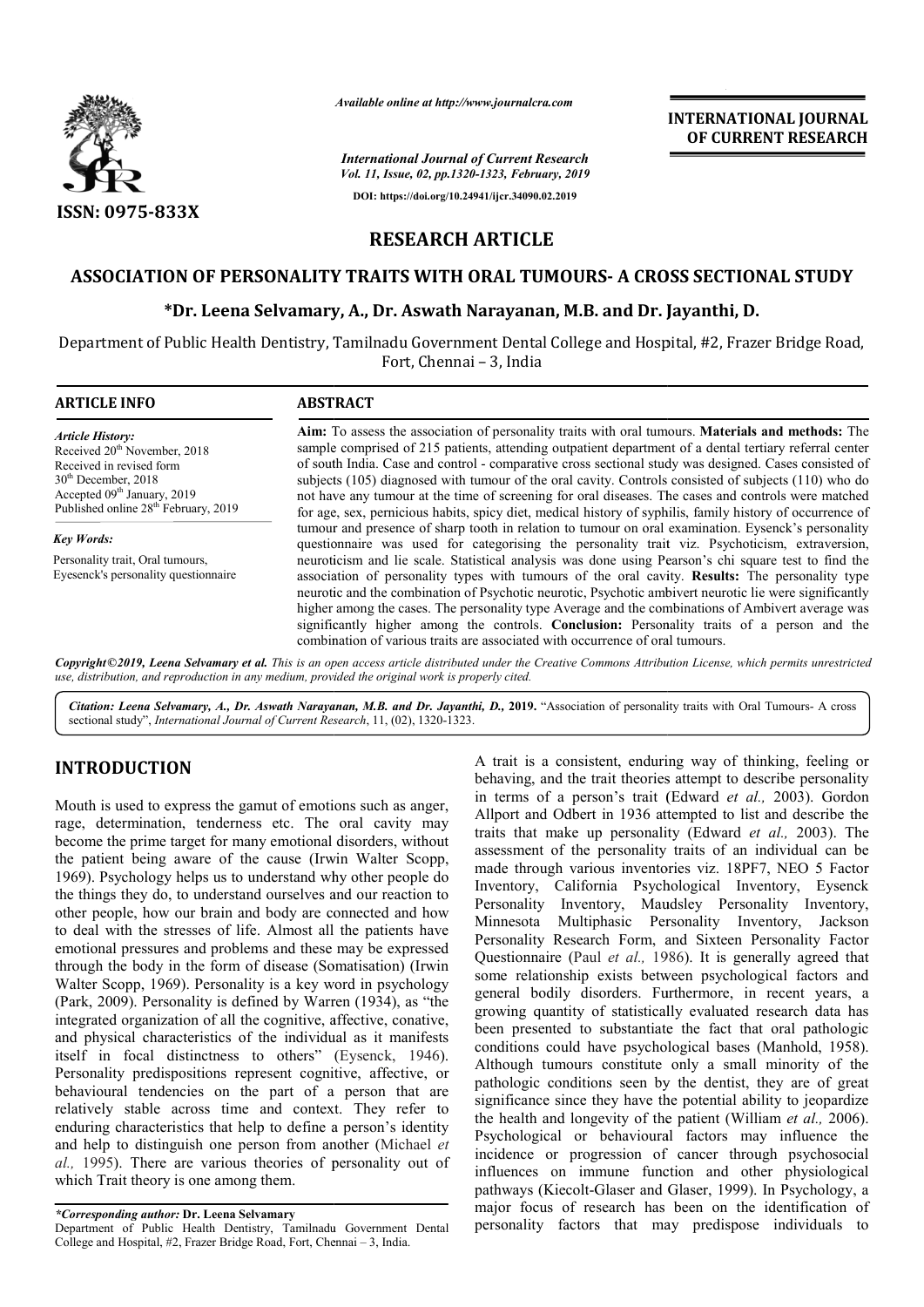ISSN: 0975-833X

*Available online at http://www.journalcra.com*

*International Journal of Current Research*
*Vol. 11, Issue, 02, pp.1320-1323, February, 2019*

**DOI: https://doi.org/10.24941/ijcr.34090.02.2019**

**INTERNATIONAL JOURNAL OF CURRENT RESEARCH**

# RESEARCH ARTICLE

## ASSOCIATION OF PERSONALITY TRAITS WITH ORAL TUMOURS- A CROSS SECTIONAL STUDY

**\*Dr. Leena Selvamary, A., Dr. Aswath Narayanan, M.B. and Dr. Jayanthi, D.**

Department of Public Health Dentistry, Tamilnadu Government Dental College and Hospital, #2, Frazer Bridge Road, Fort, Chennai – 3, India

### ARTICLE INFO

*Article History:*
Received 20th November, 2018
Received in revised form
30th December, 2018
Accepted 09th January, 2019
Published online 28th February, 2019

*Key Words:*
Personality trait, Oral tumours, Eyesenck's personality questionnaire

### ABSTRACT

**Aim:** To assess the association of personality traits with oral tumours. **Materials and methods:** The sample comprised of 215 patients, attending outpatient department of a dental tertiary referral center of south India. Case and control - comparative cross sectional study was designed. Cases consisted of subjects (105) diagnosed with tumour of the oral cavity. Controls consisted of subjects (110) who do not have any tumour at the time of screening for oral diseases. The cases and controls were matched for age, sex, pernicious habits, spicy diet, medical history of syphilis, family history of occurrence of tumour and presence of sharp tooth in relation to tumour on oral examination. Eysenck's personality questionnaire was used for categorising the personality trait viz. Psychoticism, extraversion, neuroticism and lie scale. Statistical analysis was done using Pearson's chi square test to find the association of personality types with tumours of the oral cavity. **Results:** The personality type neurotic and the combination of Psychotic neurotic, Psychotic ambivert neurotic lie were significantly higher among the cases. The personality type Average and the combinations of Ambivert average was significantly higher among the controls. **Conclusion:** Personality traits of a person and the combination of various traits are associated with occurrence of oral tumours.

*Copyright©2019, Leena Selvamary et al. This is an open access article distributed under the Creative Commons Attribution License, which permits unrestricted use, distribution, and reproduction in any medium, provided the original work is properly cited.*

*Citation: Leena Selvamary, A., Dr. Aswath Narayanan, M.B. and Dr. Jayanthi, D., 2019. "Association of personality traits with Oral Tumours- A cross sectional study", International Journal of Current Research, 11, (02), 1320-1323.*

## INTRODUCTION

Mouth is used to express the gamut of emotions such as anger, rage, determination, tenderness etc. The oral cavity may become the prime target for many emotional disorders, without the patient being aware of the cause (Irwin Walter Scopp, 1969). Psychology helps us to understand why other people do the things they do, to understand ourselves and our reaction to other people, how our brain and body are connected and how to deal with the stresses of life. Almost all the patients have emotional pressures and problems and these may be expressed through the body in the form of disease (Somatisation) (Irwin Walter Scopp, 1969). Personality is a key word in psychology (Park, 2009). Personality is defined by Warren (1934), as "the integrated organization of all the cognitive, affective, conative, and physical characteristics of the individual as it manifests itself in focal distinctness to others" (Eysenck, 1946). Personality predispositions represent cognitive, affective, or behavioural tendencies on the part of a person that are relatively stable across time and context. They refer to enduring characteristics that help to define a person's identity and help to distinguish one person from another (Michael *et al.,* 1995). There are various theories of personality out of which Trait theory is one among them.

A trait is a consistent, enduring way of thinking, feeling or behaving, and the trait theories attempt to describe personality in terms of a person's trait (Edward *et al.,* 2003). Gordon Allport and Odbert in 1936 attempted to list and describe the traits that make up personality (Edward *et al.,* 2003). The assessment of the personality traits of an individual can be made through various inventories viz. 18PF7, NEO 5 Factor Inventory, California Psychological Inventory, Eysenck Personality Inventory, Maudsley Personality Inventory, Minnesota Multiphasic Personality Inventory, Jackson Personality Research Form, and Sixteen Personality Factor Questionnaire (Paul *et al.,* 1986). It is generally agreed that some relationship exists between psychological factors and general bodily disorders. Furthermore, in recent years, a growing quantity of statistically evaluated research data has been presented to substantiate the fact that oral pathologic conditions could have psychological bases (Manhold, 1958). Although tumours constitute only a small minority of the pathologic conditions seen by the dentist, they are of great significance since they have the potential ability to jeopardize the health and longevity of the patient (William *et al.,* 2006). Psychological or behavioural factors may influence the incidence or progression of cancer through psychosocial influences on immune function and other physiological pathways (Kiecolt-Glaser and Glaser, 1999). In Psychology, a major focus of research has been on the identification of personality factors that may predispose individuals to

*\*Corresponding author:* **Dr. Leena Selvamary**
Department of Public Health Dentistry, Tamilnadu Government Dental College and Hospital, #2, Frazer Bridge Road, Fort, Chennai – 3, India.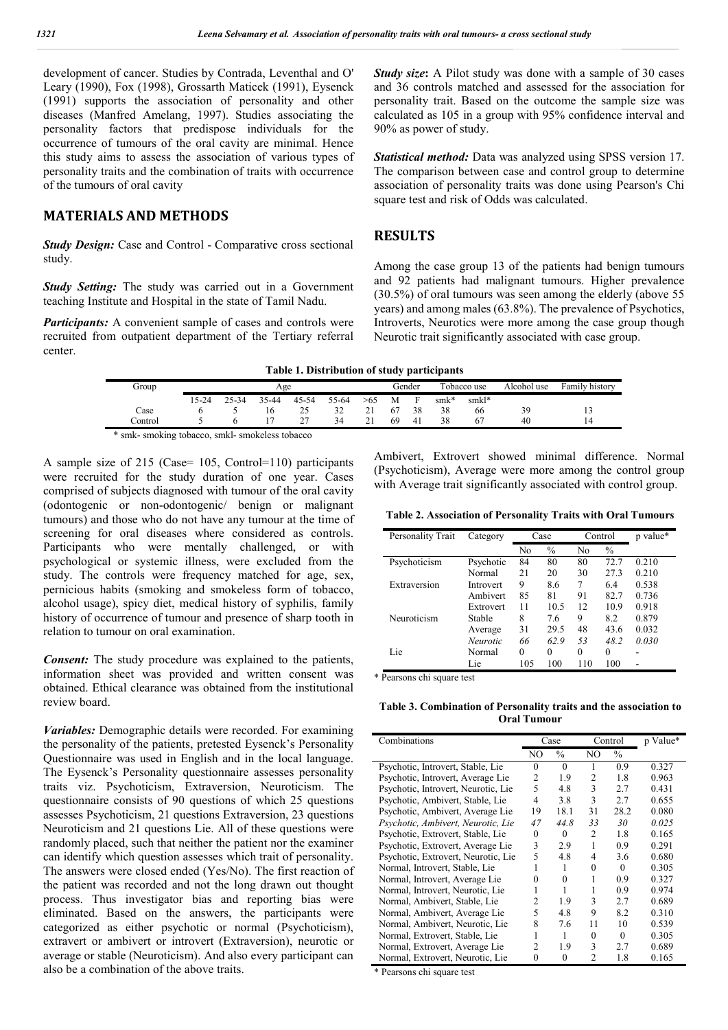development of cancer. Studies by Contrada, Leventhal and O' Leary (1990), Fox (1998), Grossarth Maticek (1991), Eysenck (1991) supports the association of personality and other diseases (Manfred Amelang, 1997). Studies associating the personality factors that predispose individuals for the occurrence of tumours of the oral cavity are minimal. Hence this study aims to assess the association of various types of personality traits and the combination of traits with occurrence of the tumours of oral cavity

## MATERIALS AND METHODS

***Study Design:*** Case and Control - Comparative cross sectional study.

***Study Setting:*** The study was carried out in a Government teaching Institute and Hospital in the state of Tamil Nadu.

***Participants:*** A convenient sample of cases and controls were recruited from outpatient department of the Tertiary referral center.

A sample size of 215 (Case= 105, Control=110) participants were recruited for the study duration of one year. Cases comprised of subjects diagnosed with tumour of the oral cavity (odontogenic or non-odontogenic/ benign or malignant tumours) and those who do not have any tumour at the time of screening for oral diseases where considered as controls. Participants who were mentally challenged, or with psychological or systemic illness, were excluded from the study. The controls were frequency matched for age, sex, pernicious habits (smoking and smokeless form of tobacco, alcohol usage), spicy diet, medical history of syphilis, family history of occurrence of tumour and presence of sharp tooth in relation to tumour on oral examination.

***Consent:*** The study procedure was explained to the patients, information sheet was provided and written consent was obtained. Ethical clearance was obtained from the institutional review board.

***Variables:*** Demographic details were recorded. For examining the personality of the patients, pretested Eysenck's Personality Questionnaire was used in English and in the local language. The Eysenck's Personality questionnaire assesses personality traits viz. Psychoticism, Extraversion, Neuroticism. The questionnaire consists of 90 questions of which 25 questions assesses Psychoticism, 21 questions Extraversion, 23 questions Neuroticism and 21 questions Lie. All of these questions were randomly placed, such that neither the patient nor the examiner can identify which question assesses which trait of personality. The answers were closed ended (Yes/No). The first reaction of the patient was recorded and not the long drawn out thought process. Thus investigator bias and reporting bias were eliminated. Based on the answers, the participants were categorized as either psychotic or normal (Psychoticism), extravert or ambivert or introvert (Extraversion), neurotic or average or stable (Neuroticism). And also every participant can also be a combination of the above traits.

***Study size*:** A Pilot study was done with a sample of 30 cases and 36 controls matched and assessed for the association for personality trait. Based on the outcome the sample size was calculated as 105 in a group with 95% confidence interval and 90% as power of study.

***Statistical method:*** Data was analyzed using SPSS version 17. The comparison between case and control group to determine association of personality traits was done using Pearson's Chi square test and risk of Odds was calculated.

## RESULTS

Among the case group 13 of the patients had benign tumours and 92 patients had malignant tumours. Higher prevalence (30.5%) of oral tumours was seen among the elderly (above 55 years) and among males (63.8%). The prevalence of Psychotics, Introverts, Neurotics were more among the case group though Neurotic trait significantly associated with case group.

**Table 1. Distribution of study participants**

| Group | Age | | | | | | Gender | | Tobacco use | | Alcohol use | Family history |
|---|---|---|---|---|---|---|---|---|---|---|---|---|
| | 15-24 | 25-34 | 35-44 | 45-54 | 55-64 | >65 | M | F | smk* | smkl* | | |
| Case | 6 | 5 | 16 | 25 | 32 | 21 | 67 | 38 | 38 | 66 | 39 | 13 |
| Control | 5 | 6 | 17 | 27 | 34 | 21 | 69 | 41 | 38 | 67 | 40 | 14 |

\* smk- smoking tobacco, smkl- smokeless tobacco

Ambivert, Extrovert showed minimal difference. Normal (Psychoticism), Average were more among the control group with Average trait significantly associated with control group.

**Table 2. Association of Personality Traits with Oral Tumours**

| Personality Trait | Category | Case | | Control | | p value* |
|---|---|---|---|---|---|---|
| | | No | % | No | % | |
| Psychoticism | Psychotic | 84 | 80 | 80 | 72.7 | 0.210 |
| | Normal | 21 | 20 | 30 | 27.3 | 0.210 |
| Extraversion | Introvert | 9 | 8.6 | 7 | 6.4 | 0.538 |
| | Ambivert | 85 | 81 | 91 | 82.7 | 0.736 |
| | Extrovert | 11 | 10.5 | 12 | 10.9 | 0.918 |
| Neuroticism | Stable | 8 | 7.6 | 9 | 8.2 | 0.879 |
| | Average | 31 | 29.5 | 48 | 43.6 | 0.032 |
| | *Neurotic* | *66* | *62.9* | *53* | *48.2* | *0.030* |
| Lie | Normal | 0 | 0 | 0 | 0 | - |
| | Lie | 105 | 100 | 110 | 100 | - |

\* Pearsons chi square test

**Table 3. Combination of Personality traits and the association to Oral Tumour**

| Combinations | Case | | Control | | p Value* |
|---|---|---|---|---|---|
| | NO | % | NO | % | |
| Psychotic, Introvert, Stable, Lie | 0 | 0 | 1 | 0.9 | 0.327 |
| Psychotic, Introvert, Average Lie | 2 | 1.9 | 2 | 1.8 | 0.963 |
| Psychotic, Introvert, Neurotic, Lie | 5 | 4.8 | 3 | 2.7 | 0.431 |
| Psychotic, Ambivert, Stable, Lie | 4 | 3.8 | 3 | 2.7 | 0.655 |
| Psychotic, Ambivert, Average Lie | 19 | 18.1 | 31 | 28.2 | 0.080 |
| *Psychotic, Ambivert, Neurotic, Lie* | *47* | *44.8* | *33* | *30* | *0.025* |
| Psychotic, Extrovert, Stable, Lie | 0 | 0 | 2 | 1.8 | 0.165 |
| Psychotic, Extrovert, Average Lie | 3 | 2.9 | 1 | 0.9 | 0.291 |
| Psychotic, Extrovert, Neurotic, Lie | 5 | 4.8 | 4 | 3.6 | 0.680 |
| Normal, Introvert, Stable, Lie | 1 | 1 | 0 | 0 | 0.305 |
| Normal, Introvert, Average Lie | 0 | 0 | 1 | 0.9 | 0.327 |
| Normal, Introvert, Neurotic, Lie | 1 | 1 | 1 | 0.9 | 0.974 |
| Normal, Ambivert, Stable, Lie | 2 | 1.9 | 3 | 2.7 | 0.689 |
| Normal, Ambivert, Average Lie | 5 | 4.8 | 9 | 8.2 | 0.310 |
| Normal, Ambivert, Neurotic, Lie | 8 | 7.6 | 11 | 10 | 0.539 |
| Normal, Extrovert, Stable, Lie | 1 | 1 | 0 | 0 | 0.305 |
| Normal, Extrovert, Average Lie | 2 | 1.9 | 3 | 2.7 | 0.689 |
| Normal, Extrovert, Neurotic, Lie | 0 | 0 | 2 | 1.8 | 0.165 |

\* Pearsons chi square test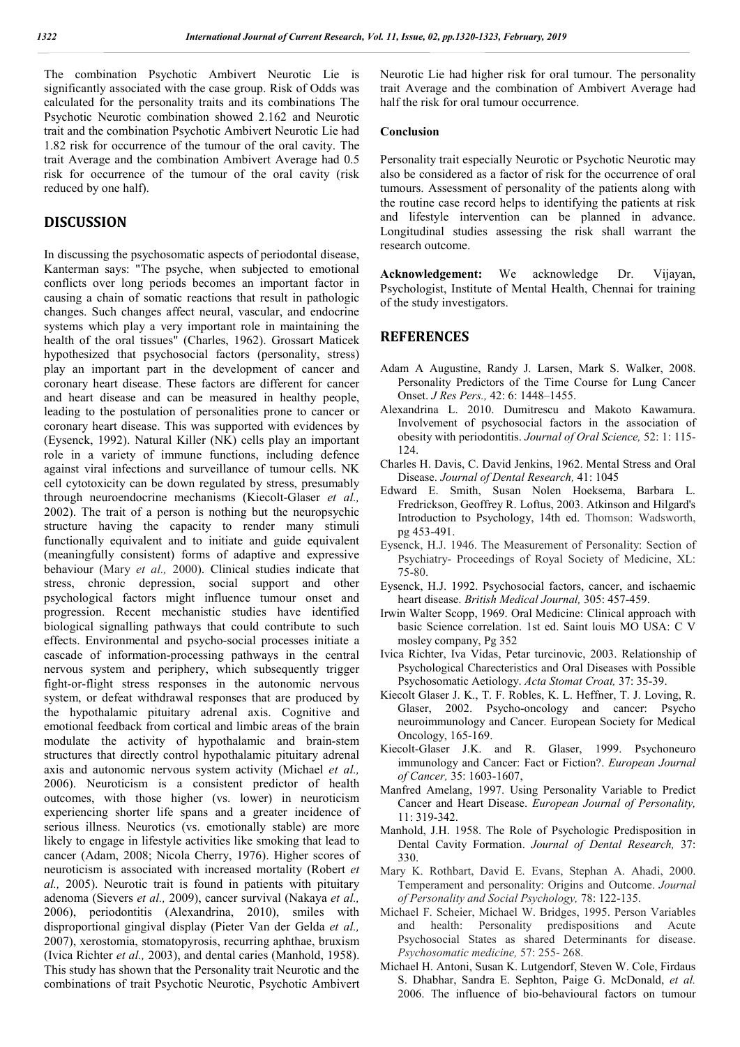The combination Psychotic Ambivert Neurotic Lie is significantly associated with the case group. Risk of Odds was calculated for the personality traits and its combinations The Psychotic Neurotic combination showed 2.162 and Neurotic trait and the combination Psychotic Ambivert Neurotic Lie had 1.82 risk for occurrence of the tumour of the oral cavity. The trait Average and the combination Ambivert Average had 0.5 risk for occurrence of the tumour of the oral cavity (risk reduced by one half).

## DISCUSSION

In discussing the psychosomatic aspects of periodontal disease, Kanterman says: "The psyche, when subjected to emotional conflicts over long periods becomes an important factor in causing a chain of somatic reactions that result in pathologic changes. Such changes affect neural, vascular, and endocrine systems which play a very important role in maintaining the health of the oral tissues" (Charles, 1962). Grossart Maticek hypothesized that psychosocial factors (personality, stress) play an important part in the development of cancer and coronary heart disease. These factors are different for cancer and heart disease and can be measured in healthy people, leading to the postulation of personalities prone to cancer or coronary heart disease. This was supported with evidences by (Eysenck, 1992). Natural Killer (NK) cells play an important role in a variety of immune functions, including defence against viral infections and surveillance of tumour cells. NK cell cytotoxicity can be down regulated by stress, presumably through neuroendocrine mechanisms (Kiecolt-Glaser *et al.,* 2002). The trait of a person is nothing but the neuropsychic structure having the capacity to render many stimuli functionally equivalent and to initiate and guide equivalent (meaningfully consistent) forms of adaptive and expressive behaviour (Mary *et al.,* 2000). Clinical studies indicate that stress, chronic depression, social support and other psychological factors might influence tumour onset and progression. Recent mechanistic studies have identified biological signalling pathways that could contribute to such effects. Environmental and psycho-social processes initiate a cascade of information-processing pathways in the central nervous system and periphery, which subsequently trigger fight-or-flight stress responses in the autonomic nervous system, or defeat withdrawal responses that are produced by the hypothalamic pituitary adrenal axis. Cognitive and emotional feedback from cortical and limbic areas of the brain modulate the activity of hypothalamic and brain-stem structures that directly control hypothalamic pituitary adrenal axis and autonomic nervous system activity (Michael *et al.,* 2006). Neuroticism is a consistent predictor of health outcomes, with those higher (vs. lower) in neuroticism experiencing shorter life spans and a greater incidence of serious illness. Neurotics (vs. emotionally stable) are more likely to engage in lifestyle activities like smoking that lead to cancer (Adam, 2008; Nicola Cherry, 1976). Higher scores of neuroticism is associated with increased mortality (Robert *et al.,* 2005). Neurotic trait is found in patients with pituitary adenoma (Sievers *et al.,* 2009), cancer survival (Nakaya *et al.,* 2006), periodontitis (Alexandrina, 2010), smiles with disproportional gingival display (Pieter Van der Gelda *et al.,* 2007), xerostomia, stomatopyrosis, recurring aphthae, bruxism (Ivica Richter *et al.,* 2003), and dental caries (Manhold, 1958). This study has shown that the Personality trait Neurotic and the combinations of trait Psychotic Neurotic, Psychotic Ambivert Neurotic Lie had higher risk for oral tumour. The personality trait Average and the combination of Ambivert Average had half the risk for oral tumour occurrence.

### Conclusion

Personality trait especially Neurotic or Psychotic Neurotic may also be considered as a factor of risk for the occurrence of oral tumours. Assessment of personality of the patients along with the routine case record helps to identifying the patients at risk and lifestyle intervention can be planned in advance. Longitudinal studies assessing the risk shall warrant the research outcome.

**Acknowledgement:** We acknowledge Dr. Vijayan, Psychologist, Institute of Mental Health, Chennai for training of the study investigators.

## REFERENCES

Adam A Augustine, Randy J. Larsen, Mark S. Walker, 2008. Personality Predictors of the Time Course for Lung Cancer Onset. *J Res Pers.,* 42: 6: 1448–1455.

Alexandrina L. 2010. Dumitrescu and Makoto Kawamura. Involvement of psychosocial factors in the association of obesity with periodontitis. *Journal of Oral Science,* 52: 1: 115-124.

Charles H. Davis, C. David Jenkins, 1962. Mental Stress and Oral Disease. *Journal of Dental Research,* 41: 1045

Edward E. Smith, Susan Nolen Hoeksema, Barbara L. Fredrickson, Geoffrey R. Loftus, 2003. Atkinson and Hilgard's Introduction to Psychology, 14th ed. Thomson: Wadsworth, pg 453-491.

Eysenck, H.J. 1946. The Measurement of Personality: Section of Psychiatry- Proceedings of Royal Society of Medicine, XL: 75-80.

Eysenck, H.J. 1992. Psychosocial factors, cancer, and ischaemic heart disease. *British Medical Journal,* 305: 457-459.

Irwin Walter Scopp, 1969. Oral Medicine: Clinical approach with basic Science correlation. 1st ed. Saint louis MO USA: C V mosley company, Pg 352

Ivica Richter, Iva Vidas, Petar turcinovic, 2003. Relationship of Psychological Charecteristics and Oral Diseases with Possible Psychosomatic Aetiology. *Acta Stomat Croat,* 37: 35-39.

Kiecolt Glaser J. K., T. F. Robles, K. L. Heffner, T. J. Loving, R. Glaser, 2002. Psycho-oncology and cancer: Psycho neuroimmunology and Cancer. European Society for Medical Oncology, 165-169.

Kiecolt-Glaser J.K. and R. Glaser, 1999. Psychoneuro immunology and Cancer: Fact or Fiction?. *European Journal of Cancer,* 35: 1603-1607,

Manfred Amelang, 1997. Using Personality Variable to Predict Cancer and Heart Disease. *European Journal of Personality,* 11: 319-342.

Manhold, J.H. 1958. The Role of Psychologic Predisposition in Dental Cavity Formation. *Journal of Dental Research,* 37: 330.

Mary K. Rothbart, David E. Evans, Stephan A. Ahadi, 2000. Temperament and personality: Origins and Outcome. *Journal of Personality and Social Psychology,* 78: 122-135.

Michael F. Scheier, Michael W. Bridges, 1995. Person Variables and health: Personality predispositions and Acute Psychosocial States as shared Determinants for disease. *Psychosomatic medicine,* 57: 255- 268.

Michael H. Antoni, Susan K. Lutgendorf, Steven W. Cole, Firdaus S. Dhabhar, Sandra E. Sephton, Paige G. McDonald, *et al.* 2006. The influence of bio-behavioural factors on tumour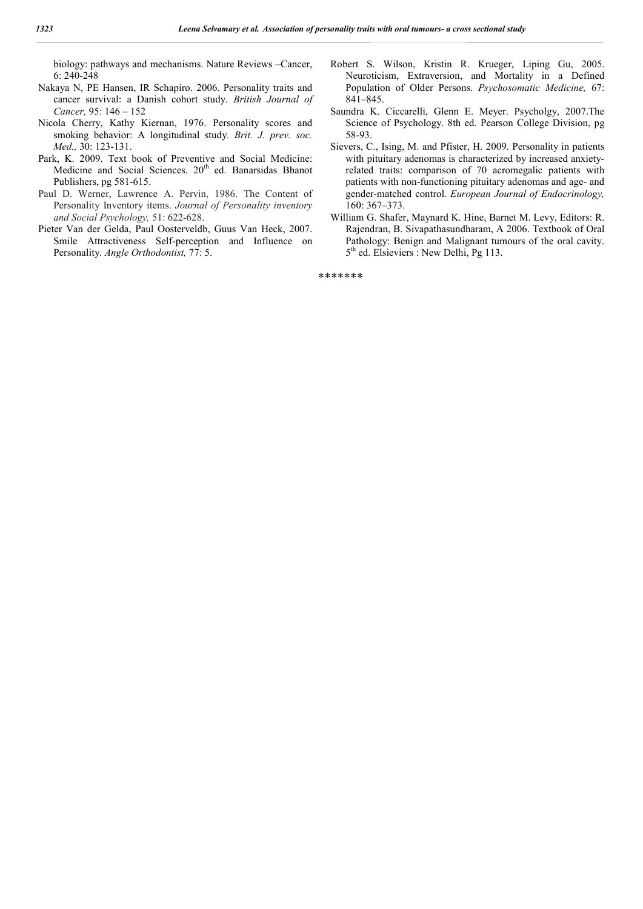biology: pathways and mechanisms. Nature Reviews –Cancer, 6: 240-248

Nakaya N, PE Hansen, IR Schapiro. 2006. Personality traits and cancer survival: a Danish cohort study. *British Journal of Cancer,* 95: 146 – 152

Nicola Cherry, Kathy Kiernan, 1976. Personality scores and smoking behavior: A longitudinal study. *Brit. J. prev. soc. Med.,* 30: 123-131.

Park, K. 2009. Text book of Preventive and Social Medicine: Medicine and Social Sciences. 20th ed. Banarsidas Bhanot Publishers, pg 581-615.

Paul D. Werner, Lawrence A. Pervin, 1986. The Content of Personality Inventory items. *Journal of Personality inventory and Social Psychology,* 51: 622-628.

Pieter Van der Gelda, Paul Oosterveldb, Guus Van Heck, 2007. Smile Attractiveness Self-perception and Influence on Personality. *Angle Orthodontist,* 77: 5.

Robert S. Wilson, Kristin R. Krueger, Liping Gu, 2005. Neuroticism, Extraversion, and Mortality in a Defined Population of Older Persons. *Psychosomatic Medicine,* 67: 841–845.

Saundra K. Ciccarelli, Glenn E. Meyer. Psycholgy, 2007.The Science of Psychology. 8th ed. Pearson College Division, pg 58-93.

Sievers, C., Ising, M. and Pfister, H. 2009. Personality in patients with pituitary adenomas is characterized by increased anxiety-related traits: comparison of 70 acromegalic patients with patients with non-functioning pituitary adenomas and age- and gender-matched control. *European Journal of Endocrinology,* 160: 367–373.

William G. Shafer, Maynard K. Hine, Barnet M. Levy, Editors: R. Rajendran, B. Sivapathasundharam, A 2006. Textbook of Oral Pathology: Benign and Malignant tumours of the oral cavity. 5th ed. Elsievіers : New Delhi, Pg 113.

*******